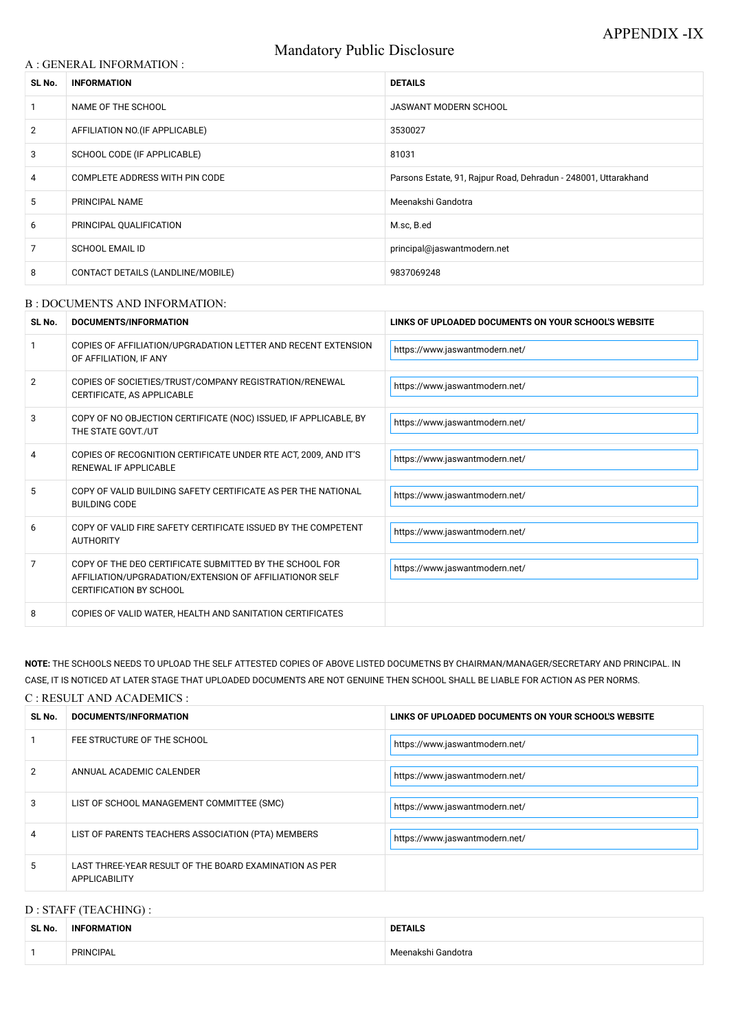APPENDIX -IX

# Mandatory Public Disclosure

## A : GENERAL INFORMATION :

| SL No. | INFORMATION | DETAILS |
|---|---|---|
| 1 | NAME OF THE SCHOOL | JASWANT MODERN SCHOOL |
| 2 | AFFILIATION NO.(IF APPLICABLE) | 3530027 |
| 3 | SCHOOL CODE (IF APPLICABLE) | 81031 |
| 4 | COMPLETE ADDRESS WITH PIN CODE | Parsons Estate, 91, Rajpur Road, Dehradun - 248001, Uttarakhand |
| 5 | PRINCIPAL NAME | Meenakshi Gandotra |
| 6 | PRINCIPAL QUALIFICATION | M.sc, B.ed |
| 7 | SCHOOL EMAIL ID | principal@jaswantmodern.net |
| 8 | CONTACT DETAILS (LANDLINE/MOBILE) | 9837069248 |

## B : DOCUMENTS AND INFORMATION:

| SL No. | DOCUMENTS/INFORMATION | LINKS OF UPLOADED DOCUMENTS ON YOUR SCHOOL'S WEBSITE |
|---|---|---|
| 1 | COPIES OF AFFILIATION/UPGRADATION LETTER AND RECENT EXTENSION OF AFFILIATION, IF ANY | https://www.jaswantmodern.net/ |
| 2 | COPIES OF SOCIETIES/TRUST/COMPANY REGISTRATION/RENEWAL CERTIFICATE, AS APPLICABLE | https://www.jaswantmodern.net/ |
| 3 | COPY OF NO OBJECTION CERTIFICATE (NOC) ISSUED, IF APPLICABLE, BY THE STATE GOVT./UT | https://www.jaswantmodern.net/ |
| 4 | COPIES OF RECOGNITION CERTIFICATE UNDER RTE ACT, 2009, AND IT'S RENEWAL IF APPLICABLE | https://www.jaswantmodern.net/ |
| 5 | COPY OF VALID BUILDING SAFETY CERTIFICATE AS PER THE NATIONAL BUILDING CODE | https://www.jaswantmodern.net/ |
| 6 | COPY OF VALID FIRE SAFETY CERTIFICATE ISSUED BY THE COMPETENT AUTHORITY | https://www.jaswantmodern.net/ |
| 7 | COPY OF THE DEO CERTIFICATE SUBMITTED BY THE SCHOOL FOR AFFILIATION/UPGRADATION/EXTENSION OF AFFILIATIONOR SELF CERTIFICATION BY SCHOOL | https://www.jaswantmodern.net/ |
| 8 | COPIES OF VALID WATER, HEALTH AND SANITATION CERTIFICATES | |

**NOTE:** THE SCHOOLS NEEDS TO UPLOAD THE SELF ATTESTED COPIES OF ABOVE LISTED DOCUMETNS BY CHAIRMAN/MANAGER/SECRETARY AND PRINCIPAL. IN CASE, IT IS NOTICED AT LATER STAGE THAT UPLOADED DOCUMENTS ARE NOT GENUINE THEN SCHOOL SHALL BE LIABLE FOR ACTION AS PER NORMS.

## C : RESULT AND ACADEMICS :

| SL No. | DOCUMENTS/INFORMATION | LINKS OF UPLOADED DOCUMENTS ON YOUR SCHOOL'S WEBSITE |
|---|---|---|
| 1 | FEE STRUCTURE OF THE SCHOOL | https://www.jaswantmodern.net/ |
| 2 | ANNUAL ACADEMIC CALENDER | https://www.jaswantmodern.net/ |
| 3 | LIST OF SCHOOL MANAGEMENT COMMITTEE (SMC) | https://www.jaswantmodern.net/ |
| 4 | LIST OF PARENTS TEACHERS ASSOCIATION (PTA) MEMBERS | https://www.jaswantmodern.net/ |
| 5 | LAST THREE-YEAR RESULT OF THE BOARD EXAMINATION AS PER APPLICABILITY | |

## D : STAFF (TEACHING) :

| SL No. | INFORMATION | DETAILS |
|---|---|---|
| 1 | PRINCIPAL | Meenakshi Gandotra |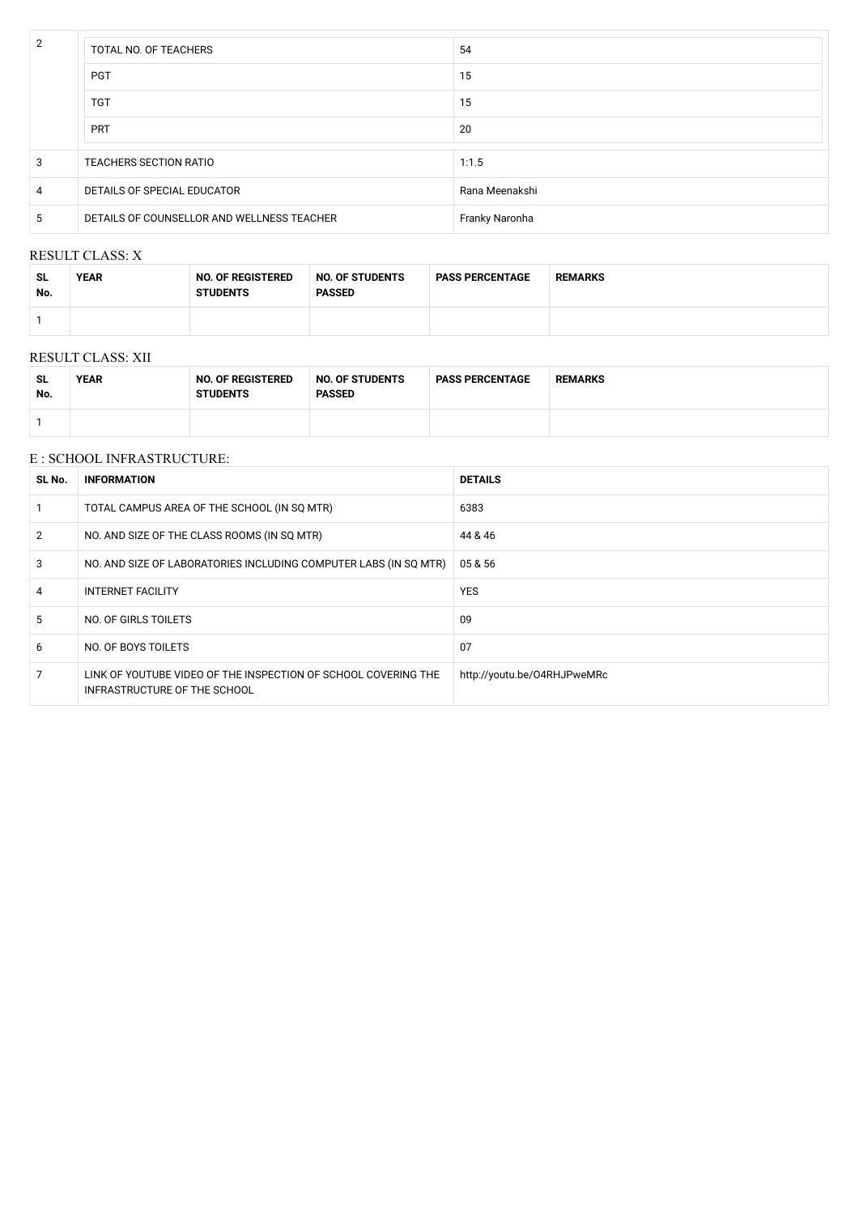| | | |
|---|---|---|
| 2 | TOTAL NO. OF TEACHERS | 54 |
| | PGT | 15 |
| | TGT | 15 |
| | PRT | 20 |
| 3 | TEACHERS SECTION RATIO | 1:1.5 |
| 4 | DETAILS OF SPECIAL EDUCATOR | Rana Meenakshi |
| 5 | DETAILS OF COUNSELLOR AND WELLNESS TEACHER | Franky Naronha |

RESULT CLASS: X

| SL No. | YEAR | NO. OF REGISTERED STUDENTS | NO. OF STUDENTS PASSED | PASS PERCENTAGE | REMARKS |
|---|---|---|---|---|---|
| 1 | | | | | |

RESULT CLASS: XII

| SL No. | YEAR | NO. OF REGISTERED STUDENTS | NO. OF STUDENTS PASSED | PASS PERCENTAGE | REMARKS |
|---|---|---|---|---|---|
| 1 | | | | | |

E : SCHOOL INFRASTRUCTURE:

| SL No. | INFORMATION | DETAILS |
|---|---|---|
| 1 | TOTAL CAMPUS AREA OF THE SCHOOL (IN SQ MTR) | 6383 |
| 2 | NO. AND SIZE OF THE CLASS ROOMS (IN SQ MTR) | 44 & 46 |
| 3 | NO. AND SIZE OF LABORATORIES INCLUDING COMPUTER LABS (IN SQ MTR) | 05 & 56 |
| 4 | INTERNET FACILITY | YES |
| 5 | NO. OF GIRLS TOILETS | 09 |
| 6 | NO. OF BOYS TOILETS | 07 |
| 7 | LINK OF YOUTUBE VIDEO OF THE INSPECTION OF SCHOOL COVERING THE INFRASTRUCTURE OF THE SCHOOL | http://youtu.be/O4RHJPweMRc |